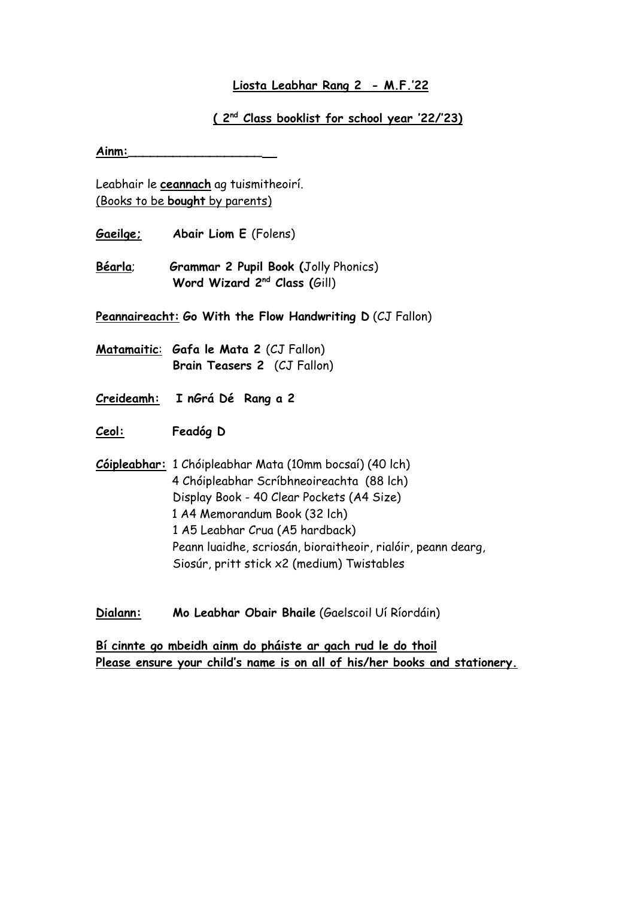**Liosta Leabhar Rang 2 - M.F.'22**

**( 2nd Class booklist for school year '22/'23)**

**Ainm:_____________________**

Leabhair le **ceannach** ag tuismitheoirí.
(Books to be **bought** by parents)

**Gaeilge;** **Abair Liom E** (Folens)

**Béarla**; **Grammar 2 Pupil Book (**Jolly Phonics)
**Word Wizard 2nd Class (**Gill)

**Peannaireacht:** **Go With the Flow Handwriting D** (CJ Fallon)

**Matamaitic**: **Gafa le Mata 2** (CJ Fallon)
**Brain Teasers 2** (CJ Fallon)

**Creideamh:** **I nGrá Dé Rang a 2**

**Ceol:** **Feadóg D**

**Cóipleabhar:** 1 Chóipleabhar Mata (10mm bocsaí) (40 lch)
4 Chóipleabhar Scríbhneoireachta (88 lch)
Display Book - 40 Clear Pockets (A4 Size)
1 A4 Memorandum Book (32 lch)
1 A5 Leabhar Crua (A5 hardback)
Peann luaidhe, scriosán, bioraitheoir, rialóir, peann dearg,
Siosúr, pritt stick x2 (medium) Twistables

**Dialann:** **Mo Leabhar Obair Bhaile** (Gaelscoil Uí Ríordáin)

**Bí cinnte go mbeidh ainm do pháiste ar gach rud le do thoil**
**Please ensure your child's name is on all of his/her books and stationery.**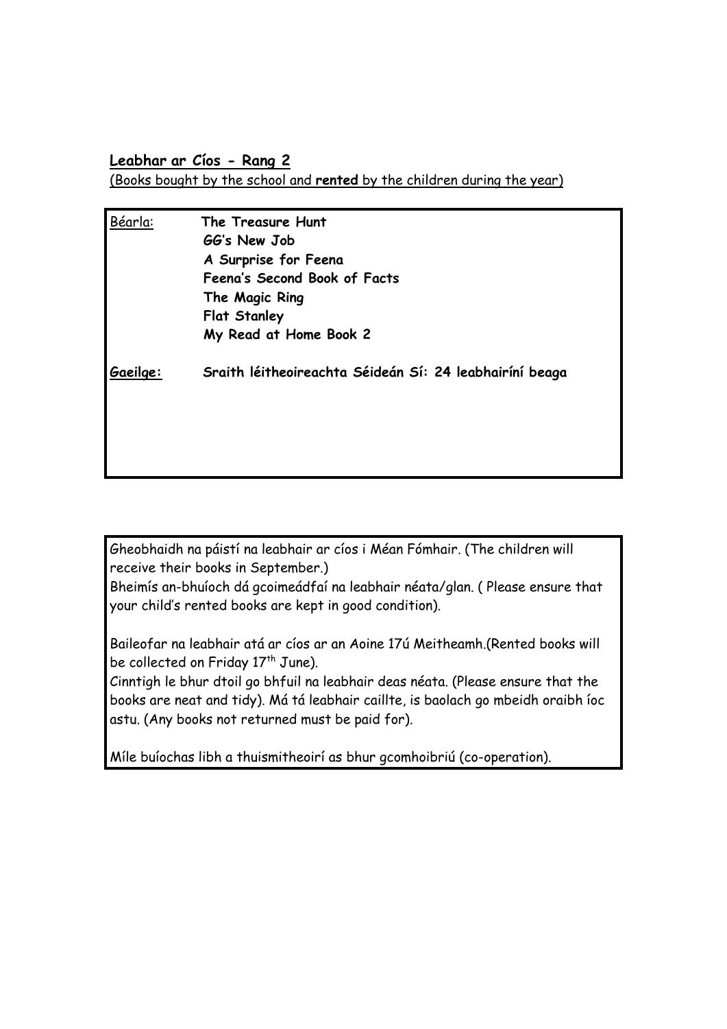**<u>Leabhar ar Cíos - Rang 2</u>**

<u>(Books bought by the school and **rented** by the children during the year)</u>

| | |
|---|---|
| <u>Béarla:</u> | **The Treasure Hunt**<br>**GG's New Job**<br>**A Surprise for Feena**<br>**Feena's Second Book of Facts**<br>**The Magic Ring**<br>**Flat Stanley**<br>**My Read at Home Book 2** |
| **<u>Gaeilge:</u>** | **Sraith léitheoireachta Séideán Sí: 24 leabhairíní beaga** |

Gheobhaidh na páistí na leabhair ar cíos i Méan Fómhair. (The children will receive their books in September.)
Bheimís an-bhuíoch dá gcoimeádfaí na leabhair néata/glan. ( Please ensure that your child's rented books are kept in good condition).

Baileofar na leabhair atá ar cíos ar an Aoine 17ú Meitheamh.(Rented books will be collected on Friday 17th June).
Cinntigh le bhur dtoil go bhfuil na leabhair deas néata. (Please ensure that the books are neat and tidy). Má tá leabhair caillte, is baolach go mbeidh oraibh íoc astu. (Any books not returned must be paid for).

Míle buíochas libh a thuismitheoirí as bhur gcomhoibriú (co-operation).